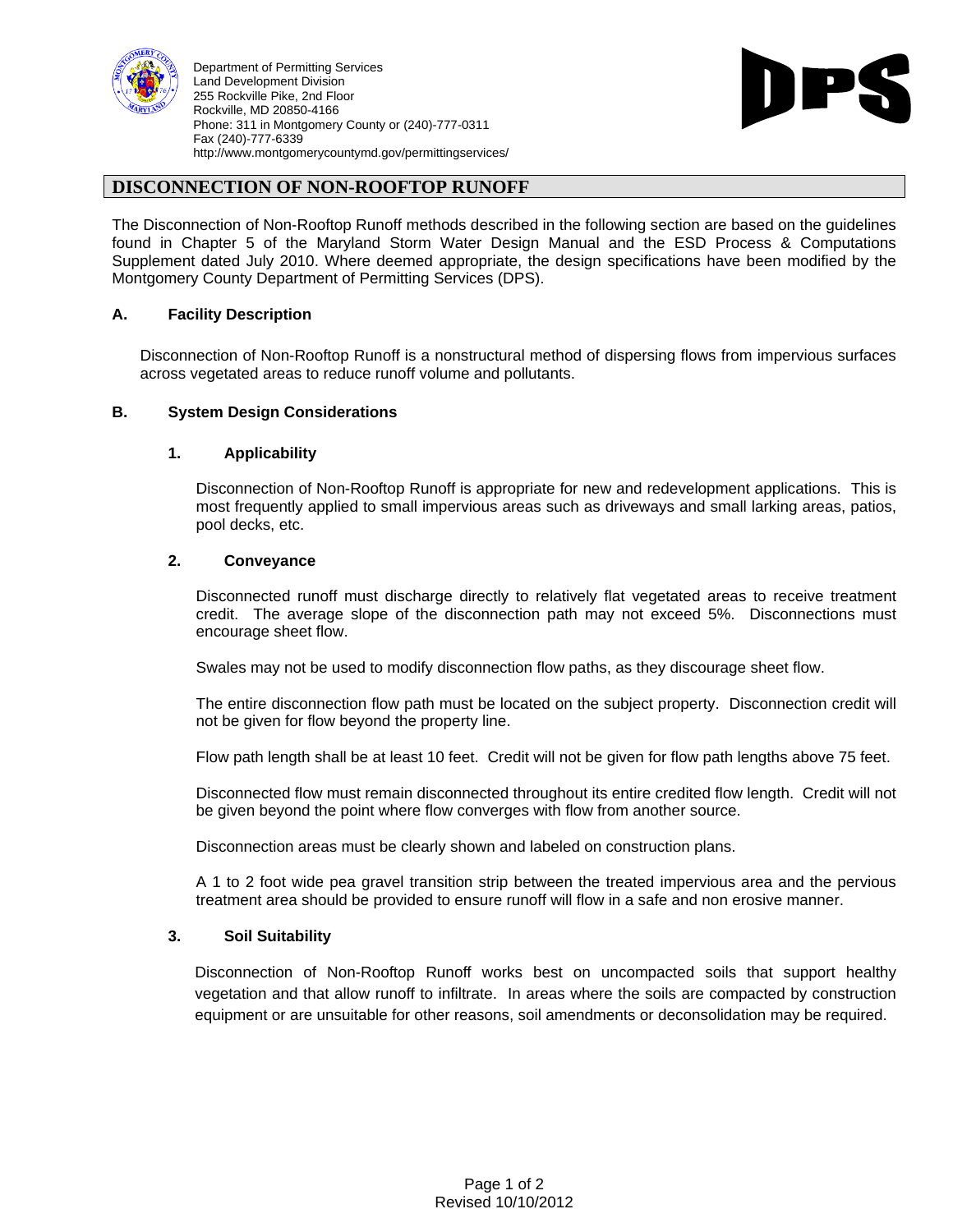Department of Permitting Services
Land Development Division
255 Rockville Pike, 2nd Floor
Rockville, MD 20850-4166
Phone: 311 in Montgomery County or (240)-777-0311
Fax (240)-777-6339
http://www.montgomerycountymd.gov/permittingservices/

DPS

# DISCONNECTION OF NON-ROOFTOP RUNOFF

The Disconnection of Non-Rooftop Runoff methods described in the following section are based on the guidelines found in Chapter 5 of the Maryland Storm Water Design Manual and the ESD Process & Computations Supplement dated July 2010. Where deemed appropriate, the design specifications have been modified by the Montgomery County Department of Permitting Services (DPS).

## A. Facility Description

Disconnection of Non-Rooftop Runoff is a nonstructural method of dispersing flows from impervious surfaces across vegetated areas to reduce runoff volume and pollutants.

## B. System Design Considerations

### 1. Applicability

Disconnection of Non-Rooftop Runoff is appropriate for new and redevelopment applications. This is most frequently applied to small impervious areas such as driveways and small larking areas, patios, pool decks, etc.

### 2. Conveyance

Disconnected runoff must discharge directly to relatively flat vegetated areas to receive treatment credit. The average slope of the disconnection path may not exceed 5%. Disconnections must encourage sheet flow.

Swales may not be used to modify disconnection flow paths, as they discourage sheet flow.

The entire disconnection flow path must be located on the subject property. Disconnection credit will not be given for flow beyond the property line.

Flow path length shall be at least 10 feet. Credit will not be given for flow path lengths above 75 feet.

Disconnected flow must remain disconnected throughout its entire credited flow length. Credit will not be given beyond the point where flow converges with flow from another source.

Disconnection areas must be clearly shown and labeled on construction plans.

A 1 to 2 foot wide pea gravel transition strip between the treated impervious area and the pervious treatment area should be provided to ensure runoff will flow in a safe and non erosive manner.

### 3. Soil Suitability

Disconnection of Non-Rooftop Runoff works best on uncompacted soils that support healthy vegetation and that allow runoff to infiltrate. In areas where the soils are compacted by construction equipment or are unsuitable for other reasons, soil amendments or deconsolidation may be required.

Revised 10/10/2012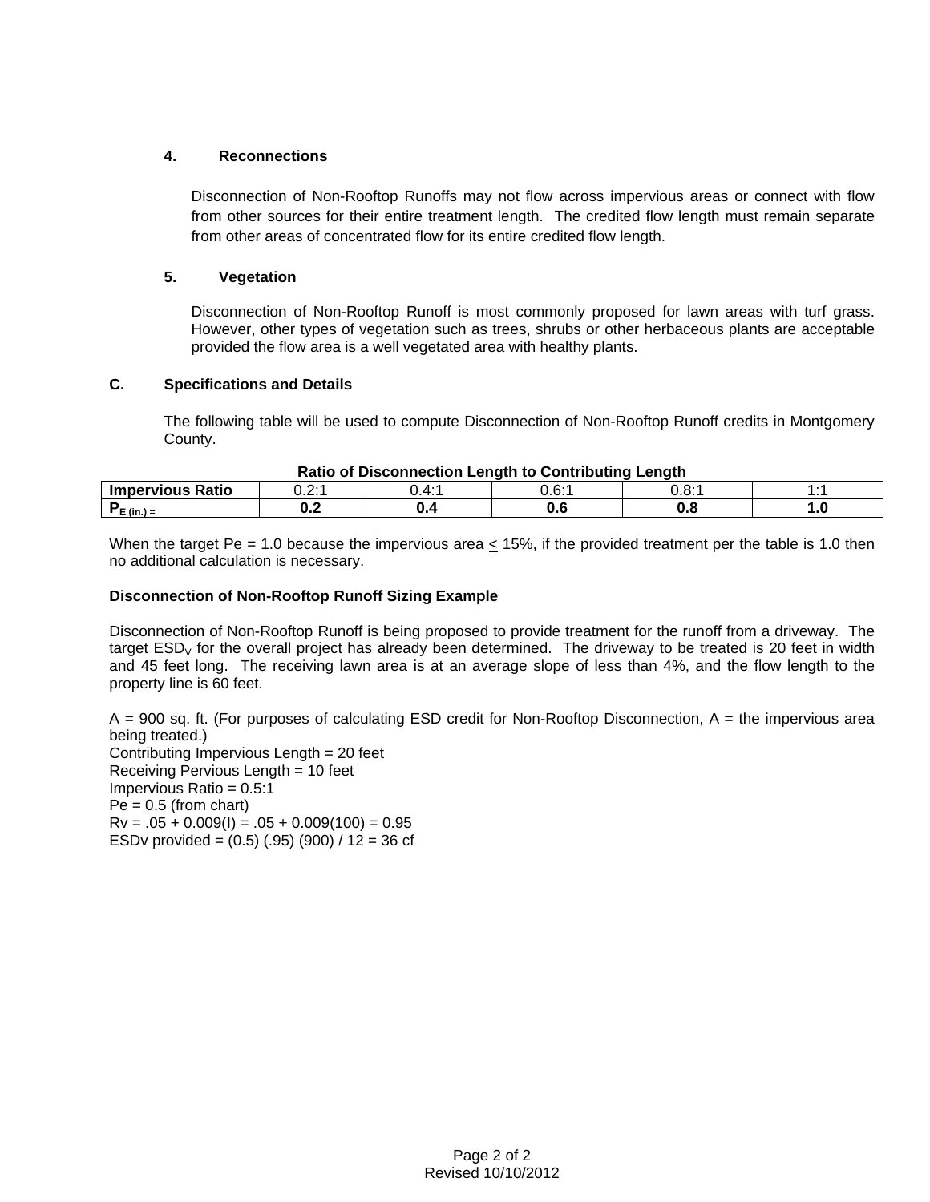### 4. Reconnections

Disconnection of Non-Rooftop Runoffs may not flow across impervious areas or connect with flow from other sources for their entire treatment length. The credited flow length must remain separate from other areas of concentrated flow for its entire credited flow length.

### 5. Vegetation

Disconnection of Non-Rooftop Runoff is most commonly proposed for lawn areas with turf grass. However, other types of vegetation such as trees, shrubs or other herbaceous plants are acceptable provided the flow area is a well vegetated area with healthy plants.

## C. Specifications and Details

The following table will be used to compute Disconnection of Non-Rooftop Runoff credits in Montgomery County.

**Ratio of Disconnection Length to Contributing Length**

| **Impervious Ratio** | 0.2:1 | 0.4:1 | 0.6:1 | 0.8:1 | 1:1 |
|---|---|---|---|---|---|
| **$P_{E\ (in.)}$ =** | **0.2** | **0.4** | **0.6** | **0.8** | **1.0** |

When the target Pe = 1.0 because the impervious area $\leq$ 15%, if the provided treatment per the table is 1.0 then no additional calculation is necessary.

**Disconnection of Non-Rooftop Runoff Sizing Example**

Disconnection of Non-Rooftop Runoff is being proposed to provide treatment for the runoff from a driveway. The target $ESD_V$ for the overall project has already been determined. The driveway to be treated is 20 feet in width and 45 feet long. The receiving lawn area is at an average slope of less than 4%, and the flow length to the property line is 60 feet.

A = 900 sq. ft. (For purposes of calculating ESD credit for Non-Rooftop Disconnection, A = the impervious area being treated.)
Contributing Impervious Length = 20 feet
Receiving Pervious Length = 10 feet
Impervious Ratio = 0.5:1
Pe = 0.5 (from chart)
Rv = .05 + 0.009(I) = .05 + 0.009(100) = 0.95
ESDv provided = (0.5) (.95) (900) / 12 = 36 cf